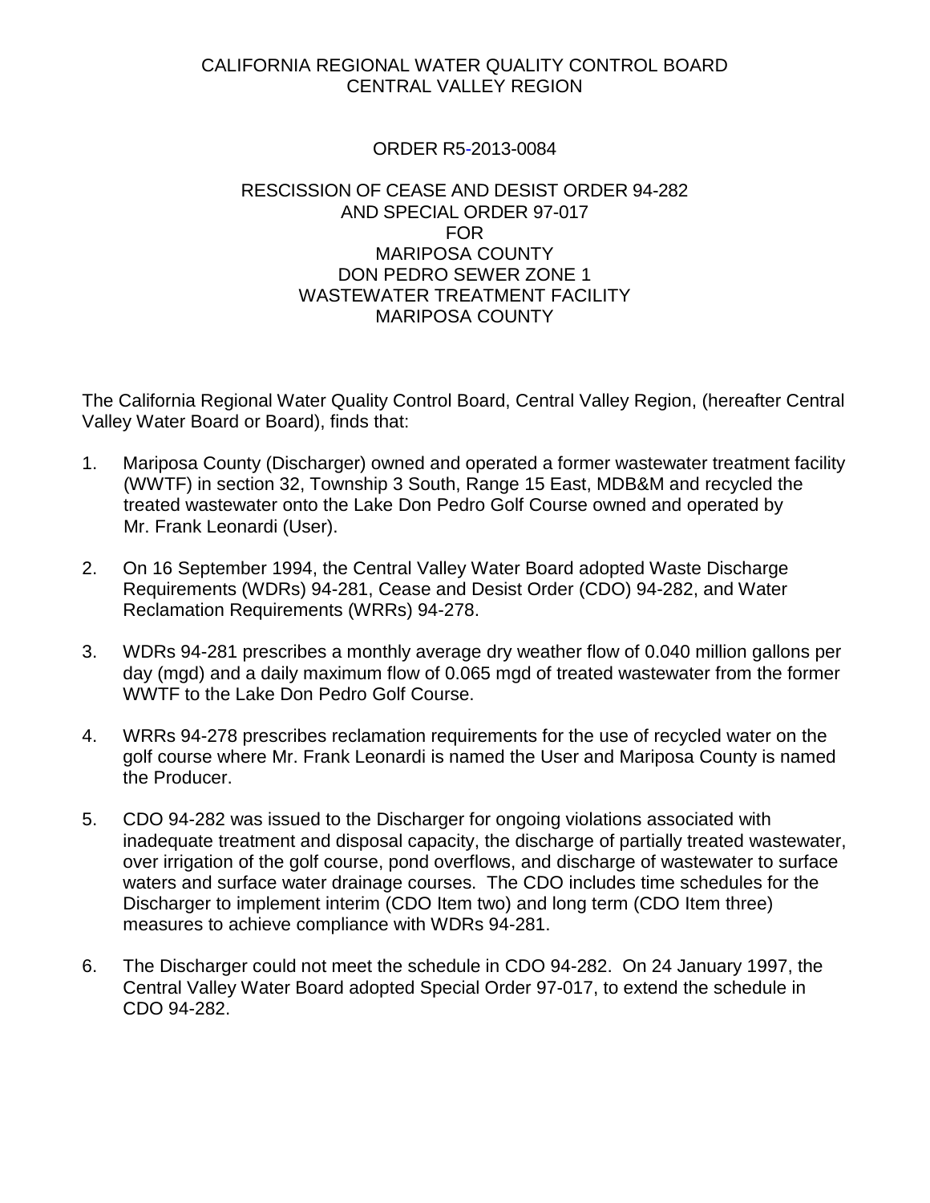CALIFORNIA REGIONAL WATER QUALITY CONTROL BOARD
CENTRAL VALLEY REGION

ORDER R5-2013-0084

RESCISSION OF CEASE AND DESIST ORDER 94-282
AND SPECIAL ORDER 97-017
FOR
MARIPOSA COUNTY
DON PEDRO SEWER ZONE 1
WASTEWATER TREATMENT FACILITY
MARIPOSA COUNTY

The California Regional Water Quality Control Board, Central Valley Region, (hereafter Central Valley Water Board or Board), finds that:

1. Mariposa County (Discharger) owned and operated a former wastewater treatment facility (WWTF) in section 32, Township 3 South, Range 15 East, MDB&M and recycled the treated wastewater onto the Lake Don Pedro Golf Course owned and operated by Mr. Frank Leonardi (User).

2. On 16 September 1994, the Central Valley Water Board adopted Waste Discharge Requirements (WDRs) 94-281, Cease and Desist Order (CDO) 94-282, and Water Reclamation Requirements (WRRs) 94-278.

3. WDRs 94-281 prescribes a monthly average dry weather flow of 0.040 million gallons per day (mgd) and a daily maximum flow of 0.065 mgd of treated wastewater from the former WWTF to the Lake Don Pedro Golf Course.

4. WRRs 94-278 prescribes reclamation requirements for the use of recycled water on the golf course where Mr. Frank Leonardi is named the User and Mariposa County is named the Producer.

5. CDO 94-282 was issued to the Discharger for ongoing violations associated with inadequate treatment and disposal capacity, the discharge of partially treated wastewater, over irrigation of the golf course, pond overflows, and discharge of wastewater to surface waters and surface water drainage courses. The CDO includes time schedules for the Discharger to implement interim (CDO Item two) and long term (CDO Item three) measures to achieve compliance with WDRs 94-281.

6. The Discharger could not meet the schedule in CDO 94-282. On 24 January 1997, the Central Valley Water Board adopted Special Order 97-017, to extend the schedule in CDO 94-282.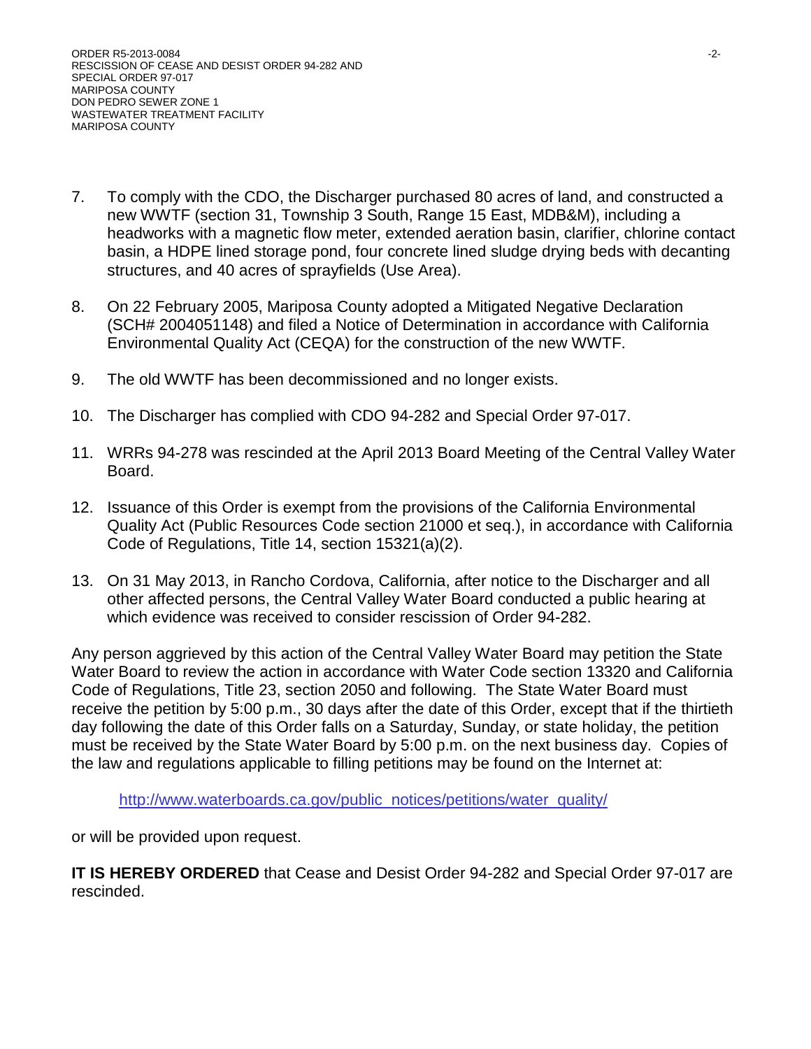7. To comply with the CDO, the Discharger purchased 80 acres of land, and constructed a new WWTF (section 31, Township 3 South, Range 15 East, MDB&M), including a headworks with a magnetic flow meter, extended aeration basin, clarifier, chlorine contact basin, a HDPE lined storage pond, four concrete lined sludge drying beds with decanting structures, and 40 acres of sprayfields (Use Area).

8. On 22 February 2005, Mariposa County adopted a Mitigated Negative Declaration (SCH# 2004051148) and filed a Notice of Determination in accordance with California Environmental Quality Act (CEQA) for the construction of the new WWTF.

9. The old WWTF has been decommissioned and no longer exists.

10. The Discharger has complied with CDO 94-282 and Special Order 97-017.

11. WRRs 94-278 was rescinded at the April 2013 Board Meeting of the Central Valley Water Board.

12. Issuance of this Order is exempt from the provisions of the California Environmental Quality Act (Public Resources Code section 21000 et seq.), in accordance with California Code of Regulations, Title 14, section 15321(a)(2).

13. On 31 May 2013, in Rancho Cordova, California, after notice to the Discharger and all other affected persons, the Central Valley Water Board conducted a public hearing at which evidence was received to consider rescission of Order 94-282.

Any person aggrieved by this action of the Central Valley Water Board may petition the State Water Board to review the action in accordance with Water Code section 13320 and California Code of Regulations, Title 23, section 2050 and following. The State Water Board must receive the petition by 5:00 p.m., 30 days after the date of this Order, except that if the thirtieth day following the date of this Order falls on a Saturday, Sunday, or state holiday, the petition must be received by the State Water Board by 5:00 p.m. on the next business day. Copies of the law and regulations applicable to filling petitions may be found on the Internet at:

http://www.waterboards.ca.gov/public_notices/petitions/water_quality/

or will be provided upon request.

**IT IS HEREBY ORDERED** that Cease and Desist Order 94-282 and Special Order 97-017 are rescinded.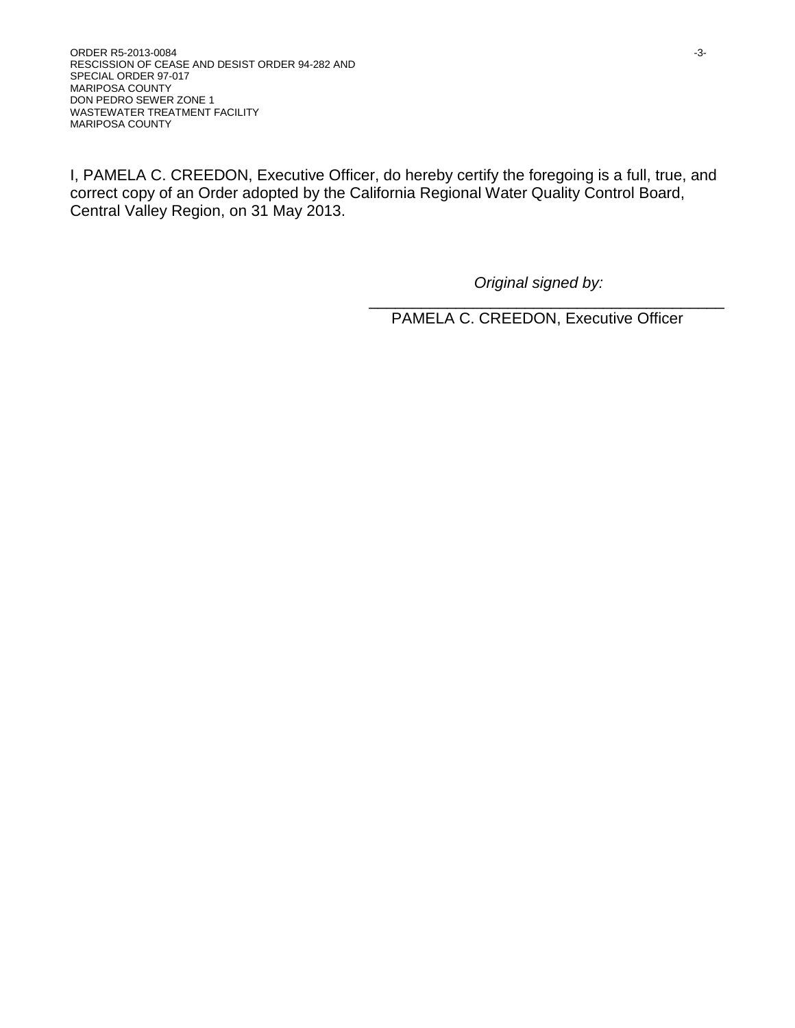I, PAMELA C. CREEDON, Executive Officer, do hereby certify the foregoing is a full, true, and correct copy of an Order adopted by the California Regional Water Quality Control Board, Central Valley Region, on 31 May 2013.

*Original signed by:*

_______________________________________

PAMELA C. CREEDON, Executive Officer